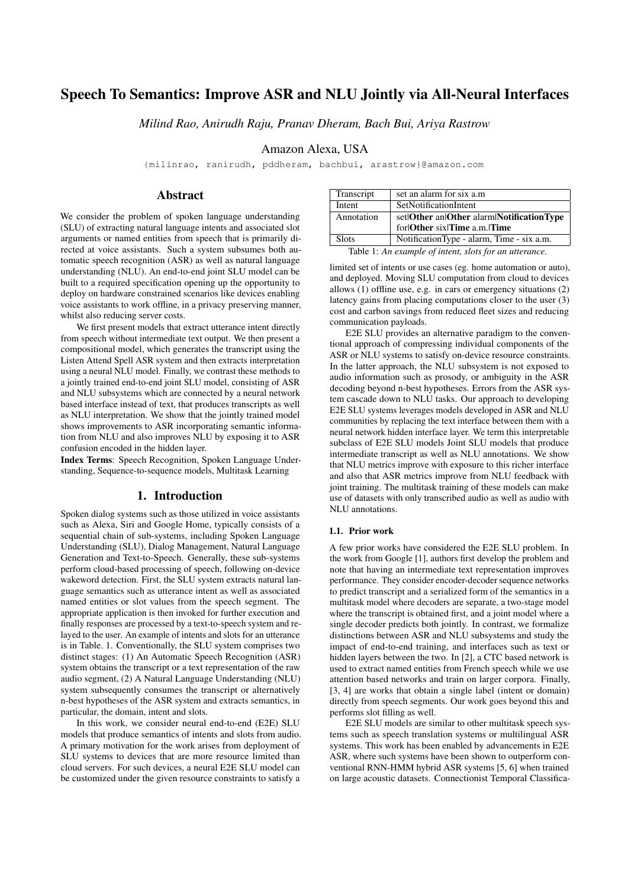# Speech To Semantics: Improve ASR and NLU Jointly via All-Neural Interfaces

*Milind Rao, Anirudh Raju, Pranav Dheram, Bach Bui, Ariya Rastrow*

Amazon Alexa, USA

{milinrao, ranirudh, pddheram, bachbui, arastrow}@amazon.com

## Abstract

We consider the problem of spoken language understanding (SLU) of extracting natural language intents and associated slot arguments or named entities from speech that is primarily directed at voice assistants. Such a system subsumes both automatic speech recognition (ASR) as well as natural language understanding (NLU). An end-to-end joint SLU model can be built to a required specification opening up the opportunity to deploy on hardware constrained scenarios like devices enabling voice assistants to work offline, in a privacy preserving manner, whilst also reducing server costs.

We first present models that extract utterance intent directly from speech without intermediate text output. We then present a compositional model, which generates the transcript using the Listen Attend Spell ASR system and then extracts interpretation using a neural NLU model. Finally, we contrast these methods to a jointly trained end-to-end joint SLU model, consisting of ASR and NLU subsystems which are connected by a neural network based interface instead of text, that produces transcripts as well as NLU interpretation. We show that the jointly trained model shows improvements to ASR incorporating semantic information from NLU and also improves NLU by exposing it to ASR confusion encoded in the hidden layer.

**Index Terms**: Speech Recognition, Spoken Language Understanding, Sequence-to-sequence models, Multitask Learning

## 1. Introduction

Spoken dialog systems such as those utilized in voice assistants such as Alexa, Siri and Google Home, typically consists of a sequential chain of sub-systems, including Spoken Language Understanding (SLU), Dialog Management, Natural Language Generation and Text-to-Speech. Generally, these sub-systems perform cloud-based processing of speech, following on-device wakeword detection. First, the SLU system extracts natural language semantics such as utterance intent as well as associated named entities or slot values from the speech segment. The appropriate application is then invoked for further execution and finally responses are processed by a text-to-speech system and relayed to the user. An example of intents and slots for an utterance is in Table. 1. Conventionally, the SLU system comprises two distinct stages: (1) An Automatic Speech Recognition (ASR) system obtains the transcript or a text representation of the raw audio segment, (2) A Natural Language Understanding (NLU) system subsequently consumes the transcript or alternatively n-best hypotheses of the ASR system and extracts semantics, in particular, the domain, intent and slots.

In this work, we consider neural end-to-end (E2E) SLU models that produce semantics of intents and slots from audio. A primary motivation for the work arises from deployment of SLU systems to devices that are more resource limited than cloud servers. For such devices, a neural E2E SLU model can be customized under the given resource constraints to satisfy a

| Transcript | set an alarm for six a.m |
|---|---|
| Intent | SetNotificationIntent |
| Annotation | set\|**Other** an\|**Other** alarm\|**NotificationType** for\|**Other** six\|**Time** a.m.\|**Time** |
| Slots | NotificationType - alarm, Time - six a.m. |

Table 1: *An example of intent, slots for an utterance.*

limited set of intents or use cases (eg. home automation or auto), and deployed. Moving SLU computation from cloud to devices allows (1) offline use, e.g. in cars or emergency situations (2) latency gains from placing computations closer to the user (3) cost and carbon savings from reduced fleet sizes and reducing communication payloads.

E2E SLU provides an alternative paradigm to the conventional approach of compressing individual components of the ASR or NLU systems to satisfy on-device resource constraints. In the latter approach, the NLU subsystem is not exposed to audio information such as prosody, or ambiguity in the ASR decoding beyond n-best hypotheses. Errors from the ASR system cascade down to NLU tasks. Our approach to developing E2E SLU systems leverages models developed in ASR and NLU communities by replacing the text interface between them with a neural network hidden interface layer. We term this interpretable subclass of E2E SLU models Joint SLU models that produce intermediate transcript as well as NLU annotations. We show that NLU metrics improve with exposure to this richer interface and also that ASR metrics improve from NLU feedback with joint training. The multitask training of these models can make use of datasets with only transcribed audio as well as audio with NLU annotations.

### 1.1. Prior work

A few prior works have considered the E2E SLU problem. In the work from Google [1], authors first develop the problem and note that having an intermediate text representation improves performance. They consider encoder-decoder sequence networks to predict transcript and a serialized form of the semantics in a multitask model where decoders are separate, a two-stage model where the transcript is obtained first, and a joint model where a single decoder predicts both jointly. In contrast, we formalize distinctions between ASR and NLU subsystems and study the impact of end-to-end training, and interfaces such as text or hidden layers between the two. In [2], a CTC based network is used to extract named entities from French speech while we use attention based networks and train on larger corpora. Finally, [3, 4] are works that obtain a single label (intent or domain) directly from speech segments. Our work goes beyond this and performs slot filling as well.

E2E SLU models are similar to other multitask speech systems such as speech translation systems or multilingual ASR systems. This work has been enabled by advancements in E2E ASR, where such systems have been shown to outperform conventional RNN-HMM hybrid ASR systems [5, 6] when trained on large acoustic datasets. Connectionist Temporal Classifica-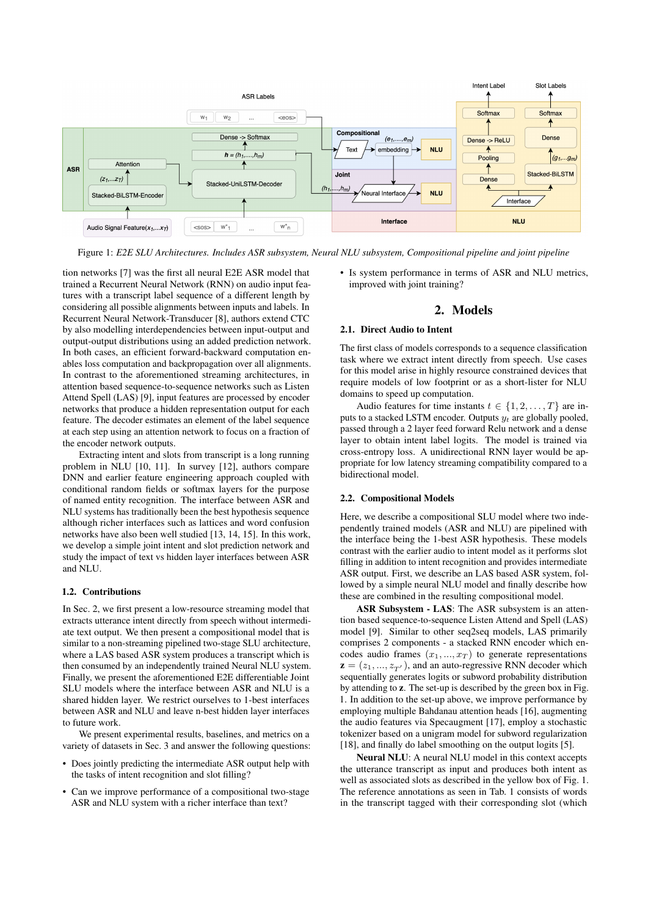Figure 1: *E2E SLU Architectures. Includes ASR subsystem, Neural NLU subsystem, Compositional pipeline and joint pipeline*

tion networks [7] was the first all neural E2E ASR model that trained a Recurrent Neural Network (RNN) on audio input features with a transcript label sequence of a different length by considering all possible alignments between inputs and labels. In Recurrent Neural Network-Transducer [8], authors extend CTC by also modelling interdependencies between input-output and output-output distributions using an added prediction network. In both cases, an efficient forward-backward computation enables loss computation and backpropagation over all alignments. In contrast to the aforementioned streaming architectures, in attention based sequence-to-sequence networks such as Listen Attend Spell (LAS) [9], input features are processed by encoder networks that produce a hidden representation output for each feature. The decoder estimates an element of the label sequence at each step using an attention network to focus on a fraction of the encoder network outputs.

Extracting intent and slots from transcript is a long running problem in NLU [10, 11]. In survey [12], authors compare DNN and earlier feature engineering approach coupled with conditional random fields or softmax layers for the purpose of named entity recognition. The interface between ASR and NLU systems has traditionally been the best hypothesis sequence although richer interfaces such as lattices and word confusion networks have also been well studied [13, 14, 15]. In this work, we develop a simple joint intent and slot prediction network and study the impact of text vs hidden layer interfaces between ASR and NLU.

### 1.2. Contributions

In Sec. 2, we first present a low-resource streaming model that extracts utterance intent directly from speech without intermediate text output. We then present a compositional model that is similar to a non-streaming pipelined two-stage SLU architecture, where a LAS based ASR system produces a transcript which is then consumed by an independently trained Neural NLU system. Finally, we present the aforementioned E2E differentiable Joint SLU models where the interface between ASR and NLU is a shared hidden layer. We restrict ourselves to 1-best interfaces between ASR and NLU and leave n-best hidden layer interfaces to future work.

We present experimental results, baselines, and metrics on a variety of datasets in Sec. 3 and answer the following questions:

- Does jointly predicting the intermediate ASR output help with the tasks of intent recognition and slot filling?
- Can we improve performance of a compositional two-stage ASR and NLU system with a richer interface than text?
- Is system performance in terms of ASR and NLU metrics, improved with joint training?

## 2. Models

### 2.1. Direct Audio to Intent

The first class of models corresponds to a sequence classification task where we extract intent directly from speech. Use cases for this model arise in highly resource constrained devices that require models of low footprint or as a short-lister for NLU domains to speed up computation.

Audio features for time instants $t \in \{1, 2, \dots, T\}$ are inputs to a stacked LSTM encoder. Outputs $y_t$ are globally pooled, passed through a 2 layer feed forward Relu network and a dense layer to obtain intent label logits. The model is trained via cross-entropy loss. A unidirectional RNN layer would be appropriate for low latency streaming compatibility compared to a bidirectional model.

### 2.2. Compositional Models

Here, we describe a compositional SLU model where two independently trained models (ASR and NLU) are pipelined with the interface being the 1-best ASR hypothesis. These models contrast with the earlier audio to intent model as it performs slot filling in addition to intent recognition and provides intermediate ASR output. First, we describe an LAS based ASR system, followed by a simple neural NLU model and finally describe how these are combined in the resulting compositional model.

**ASR Subsystem - LAS**: The ASR subsystem is an attention based sequence-to-sequence Listen Attend and Spell (LAS) model [9]. Similar to other seq2seq models, LAS primarily comprises 2 components - a stacked RNN encoder which encodes audio frames $(x_1, ..., x_T)$ to generate representations $\mathbf{z} = (z_1, ..., z_{T'})$, and an auto-regressive RNN decoder which sequentially generates logits or subword probability distribution by attending to $\mathbf{z}$. The set-up is described by the green box in Fig. 1. In addition to the set-up above, we improve performance by employing multiple Bahdanau attention heads [16], augmenting the audio features via Specaugment [17], employ a stochastic tokenizer based on a unigram model for subword regularization [18], and finally do label smoothing on the output logits [5].

**Neural NLU**: A neural NLU model in this context accepts the utterance transcript as input and produces both intent as well as associated slots as described in the yellow box of Fig. 1. The reference annotations as seen in Tab. 1 consists of words in the transcript tagged with their corresponding slot (which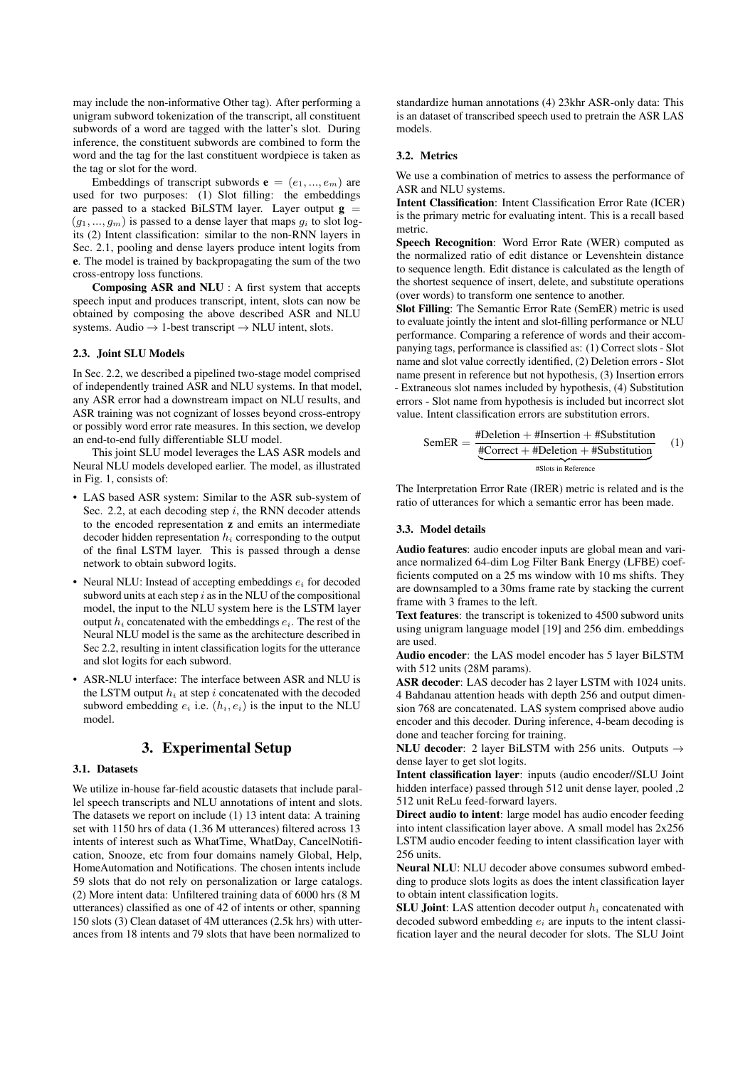may include the non-informative Other tag). After performing a unigram subword tokenization of the transcript, all constituent subwords of a word are tagged with the latter's slot. During inference, the constituent subwords are combined to form the word and the tag for the last constituent wordpiece is taken as the tag or slot for the word.

Embeddings of transcript subwords $\mathbf{e} = (e_1, ..., e_m)$ are used for two purposes: (1) Slot filling: the embeddings are passed to a stacked BiLSTM layer. Layer output $\mathbf{g} = (g_1, ..., g_m)$ is passed to a dense layer that maps $g_i$ to slot logits (2) Intent classification: similar to the non-RNN layers in Sec. 2.1, pooling and dense layers produce intent logits from $\mathbf{e}$. The model is trained by backpropagating the sum of the two cross-entropy loss functions.

**Composing ASR and NLU** : A first system that accepts speech input and produces transcript, intent, slots can now be obtained by composing the above described ASR and NLU systems. Audio $\rightarrow$ 1-best transcript $\rightarrow$ NLU intent, slots.

### 2.3. Joint SLU Models

In Sec. 2.2, we described a pipelined two-stage model comprised of independently trained ASR and NLU systems. In that model, any ASR error had a downstream impact on NLU results, and ASR training was not cognizant of losses beyond cross-entropy or possibly word error rate measures. In this section, we develop an end-to-end fully differentiable SLU model.

This joint SLU model leverages the LAS ASR models and Neural NLU models developed earlier. The model, as illustrated in Fig. 1, consists of:

- LAS based ASR system: Similar to the ASR sub-system of Sec. 2.2, at each decoding step $i$, the RNN decoder attends to the encoded representation $\mathbf{z}$ and emits an intermediate decoder hidden representation $h_i$ corresponding to the output of the final LSTM layer. This is passed through a dense network to obtain subword logits.
- Neural NLU: Instead of accepting embeddings $e_i$ for decoded subword units at each step $i$ as in the NLU of the compositional model, the input to the NLU system here is the LSTM layer output $h_i$ concatenated with the embeddings $e_i$. The rest of the Neural NLU model is the same as the architecture described in Sec 2.2, resulting in intent classification logits for the utterance and slot logits for each subword.
- ASR-NLU interface: The interface between ASR and NLU is the LSTM output $h_i$ at step $i$ concatenated with the decoded subword embedding $e_i$ i.e. $(h_i, e_i)$ is the input to the NLU model.

## 3. Experimental Setup

### 3.1. Datasets

We utilize in-house far-field acoustic datasets that include parallel speech transcripts and NLU annotations of intent and slots. The datasets we report on include (1) 13 intent data: A training set with 1150 hrs of data (1.36 M utterances) filtered across 13 intents of interest such as WhatTime, WhatDay, CancelNotification, Snooze, etc from four domains namely Global, Help, HomeAutomation and Notifications. The chosen intents include 59 slots that do not rely on personalization or large catalogs. (2) More intent data: Unfiltered training data of 6000 hrs (8 M utterances) classified as one of 42 of intents or other, spanning 150 slots (3) Clean dataset of 4M utterances (2.5k hrs) with utterances from 18 intents and 79 slots that have been normalized to standardize human annotations (4) 23khr ASR-only data: This is an dataset of transcribed speech used to pretrain the ASR LAS models.

### 3.2. Metrics

We use a combination of metrics to assess the performance of ASR and NLU systems.

**Intent Classification**: Intent Classification Error Rate (ICER) is the primary metric for evaluating intent. This is a recall based metric.

**Speech Recognition**: Word Error Rate (WER) computed as the normalized ratio of edit distance or Levenshtein distance to sequence length. Edit distance is calculated as the length of the shortest sequence of insert, delete, and substitute operations (over words) to transform one sentence to another.

**Slot Filling**: The Semantic Error Rate (SemER) metric is used to evaluate jointly the intent and slot-filling performance or NLU performance. Comparing a reference of words and their accompanying tags, performance is classified as: (1) Correct slots - Slot name and slot value correctly identified, (2) Deletion errors - Slot name present in reference but not hypothesis, (3) Insertion errors - Extraneous slot names included by hypothesis, (4) Substitution errors - Slot name from hypothesis is included but incorrect slot value. Intent classification errors are substitution errors.

$$\text{SemER} = \frac{\#\text{Deletion} + \#\text{Insertion} + \#\text{Substitution}}{\underbrace{\#\text{Correct} + \#\text{Deletion} + \#\text{Substitution}}_{\#\text{Slots in Reference}}} \quad (1)$$

The Interpretation Error Rate (IRER) metric is related and is the ratio of utterances for which a semantic error has been made.

### 3.3. Model details

**Audio features**: audio encoder inputs are global mean and variance normalized 64-dim Log Filter Bank Energy (LFBE) coefficients computed on a 25 ms window with 10 ms shifts. They are downsampled to a 30ms frame rate by stacking the current frame with 3 frames to the left.

**Text features**: the transcript is tokenized to 4500 subword units using unigram language model [19] and 256 dim. embeddings are used.

**Audio encoder**: the LAS model encoder has 5 layer BiLSTM with 512 units (28M params).

**ASR decoder**: LAS decoder has 2 layer LSTM with 1024 units. 4 Bahdanau attention heads with depth 256 and output dimension 768 are concatenated. LAS system comprised above audio encoder and this decoder. During inference, 4-beam decoding is done and teacher forcing for training.

**NLU decoder**: 2 layer BiLSTM with 256 units. Outputs $\rightarrow$ dense layer to get slot logits.

**Intent classification layer**: inputs (audio encoder//SLU Joint hidden interface) passed through 512 unit dense layer, pooled ,2 512 unit ReLu feed-forward layers.

**Direct audio to intent**: large model has audio encoder feeding into intent classification layer above. A small model has 2x256 LSTM audio encoder feeding to intent classification layer with 256 units.

**Neural NLU**: NLU decoder above consumes subword embedding to produce slots logits as does the intent classification layer to obtain intent classification logits.

**SLU Joint**: LAS attention decoder output $h_i$ concatenated with decoded subword embedding $e_i$ are inputs to the intent classification layer and the neural decoder for slots. The SLU Joint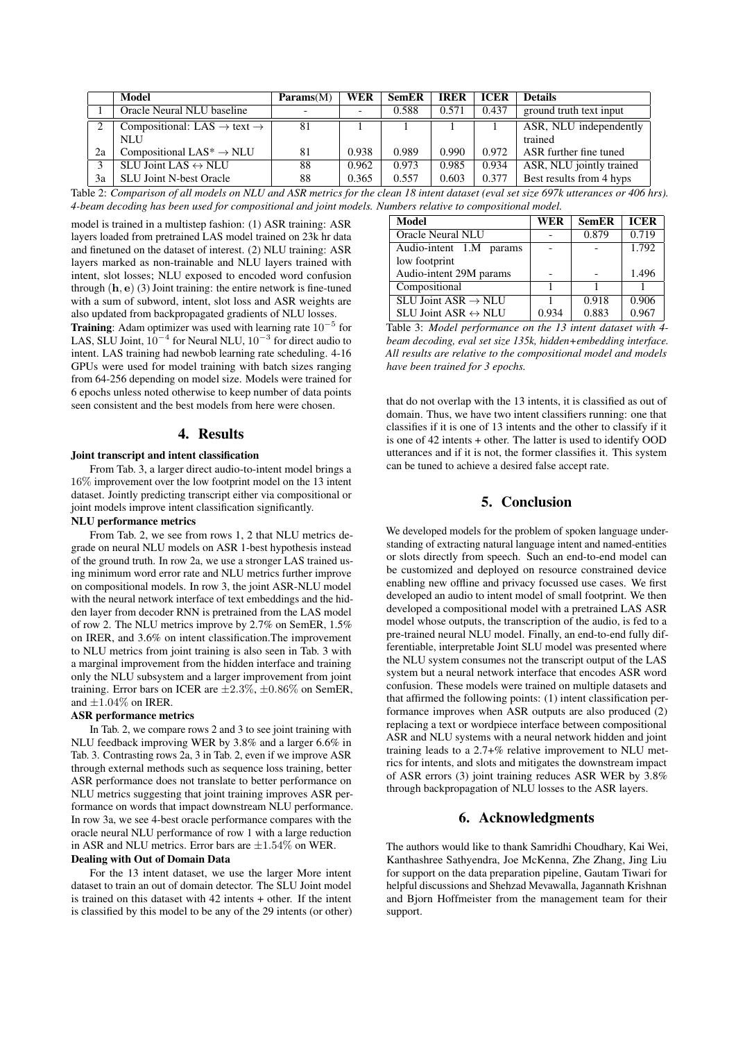| | Model | Params(M) | WER | SemER | IRER | ICER | Details |
|---|---|---|---|---|---|---|---|
| 1 | Oracle Neural NLU baseline | - | - | 0.588 | 0.571 | 0.437 | ground truth text input |
| 2 | Compositional: LAS $\rightarrow$ text $\rightarrow$ NLU | 81 | 1 | 1 | 1 | 1 | ASR, NLU independently trained |
| 2a | Compositional LAS* $\rightarrow$ NLU | 81 | 0.938 | 0.989 | 0.990 | 0.972 | ASR further fine tuned |
| 3 | SLU Joint LAS $\leftrightarrow$ NLU | 88 | 0.962 | 0.973 | 0.985 | 0.934 | ASR, NLU jointly trained |
| 3a | SLU Joint N-best Oracle | 88 | 0.365 | 0.557 | 0.603 | 0.377 | Best results from 4 hyps |

Table 2: *Comparison of all models on NLU and ASR metrics for the clean 18 intent dataset (eval set size 697k utterances or 406 hrs). 4-beam decoding has been used for compositional and joint models. Numbers relative to compositional model.*

model is trained in a multistep fashion: (1) ASR training: ASR layers loaded from pretrained LAS model trained on 23k hr data and finetuned on the dataset of interest. (2) NLU training: ASR layers marked as non-trainable and NLU layers trained with intent, slot losses; NLU exposed to encoded word confusion through $(\mathbf{h}, \mathbf{e})$ (3) Joint training: the entire network is fine-tuned with a sum of subword, intent, slot loss and ASR weights are also updated from backpropagated gradients of NLU losses.

**Training**: Adam optimizer was used with learning rate $10^{-5}$ for LAS, SLU Joint, $10^{-4}$ for Neural NLU, $10^{-3}$ for direct audio to intent. LAS training had newbob learning rate scheduling. 4-16 GPUs were used for model training with batch sizes ranging from 64-256 depending on model size. Models were trained for 6 epochs unless noted otherwise to keep number of data points seen consistent and the best models from here were chosen.

## 4. Results

**Joint transcript and intent classification**

From Tab. 3, a larger direct audio-to-intent model brings a $16\%$ improvement over the low footprint model on the 13 intent dataset. Jointly predicting transcript either via compositional or joint models improve intent classification significantly.

**NLU performance metrics**

From Tab. 2, we see from rows 1, 2 that NLU metrics degrade on neural NLU models on ASR 1-best hypothesis instead of the ground truth. In row 2a, we use a stronger LAS trained using minimum word error rate and NLU metrics further improve on compositional models. In row 3, the joint ASR-NLU model with the neural network interface of text embeddings and the hidden layer from decoder RNN is pretrained from the LAS model of row 2. The NLU metrics improve by 2.7% on SemER, 1.5% on IRER, and 3.6% on intent classification.The improvement to NLU metrics from joint training is also seen in Tab. 3 with a marginal improvement from the hidden interface and training only the NLU subsystem and a larger improvement from joint training. Error bars on ICER are $\pm 2.3\%$, $\pm 0.86\%$ on SemER, and $\pm 1.04\%$ on IRER.

**ASR performance metrics**

In Tab. 2, we compare rows 2 and 3 to see joint training with NLU feedback improving WER by 3.8% and a larger 6.6% in Tab. 3. Contrasting rows 2a, 3 in Tab. 2, even if we improve ASR through external methods such as sequence loss training, better ASR performance does not translate to better performance on NLU metrics suggesting that joint training improves ASR performance on words that impact downstream NLU performance. In row 3a, we see 4-best oracle performance compares with the oracle neural NLU performance of row 1 with a large reduction in ASR and NLU metrics. Error bars are $\pm 1.54\%$ on WER.

**Dealing with Out of Domain Data**

For the 13 intent dataset, we use the larger More intent dataset to train an out of domain detector. The SLU Joint model is trained on this dataset with 42 intents + other. If the intent is classified by this model to be any of the 29 intents (or other) that do not overlap with the 13 intents, it is classified as out of domain. Thus, we have two intent classifiers running: one that classifies if it is one of 13 intents and the other to classify if it is one of 42 intents + other. The latter is used to identify OOD utterances and if it is not, the former classifies it. This system can be tuned to achieve a desired false accept rate.

| Model | WER | SemER | ICER |
|---|---|---|---|
| Oracle Neural NLU | - | 0.879 | 0.719 |
| Audio-intent 1.M params low footprint | - | - | 1.792 |
| Audio-intent 29M params | - | - | 1.496 |
| Compositional | 1 | 1 | 1 |
| SLU Joint ASR $\rightarrow$ NLU | 1 | 0.918 | 0.906 |
| SLU Joint ASR $\leftrightarrow$ NLU | 0.934 | 0.883 | 0.967 |

Table 3: *Model performance on the 13 intent dataset with 4-beam decoding, eval set size 135k, hidden+embedding interface. All results are relative to the compositional model and models have been trained for 3 epochs.*

## 5. Conclusion

We developed models for the problem of spoken language understanding of extracting natural language intent and named-entities or slots directly from speech. Such an end-to-end model can be customized and deployed on resource constrained device enabling new offline and privacy focussed use cases. We first developed an audio to intent model of small footprint. We then developed a compositional model with a pretrained LAS ASR model whose outputs, the transcription of the audio, is fed to a pre-trained neural NLU model. Finally, an end-to-end fully differentiable, interpretable Joint SLU model was presented where the NLU system consumes not the transcript output of the LAS system but a neural network interface that encodes ASR word confusion. These models were trained on multiple datasets and that affirmed the following points: (1) intent classification performance improves when ASR outputs are also produced (2) replacing a text or wordpiece interface between compositional ASR and NLU systems with a neural network hidden and joint training leads to a 2.7+% relative improvement to NLU metrics for intents, and slots and mitigates the downstream impact of ASR errors (3) joint training reduces ASR WER by 3.8% through backpropagation of NLU losses to the ASR layers.

## 6. Acknowledgments

The authors would like to thank Samridhi Choudhary, Kai Wei, Kanthashree Sathyendra, Joe McKenna, Zhe Zhang, Jing Liu for support on the data preparation pipeline, Gautam Tiwari for helpful discussions and Shehzad Mevawalla, Jagannath Krishnan and Bjorn Hoffmeister from the management team for their support.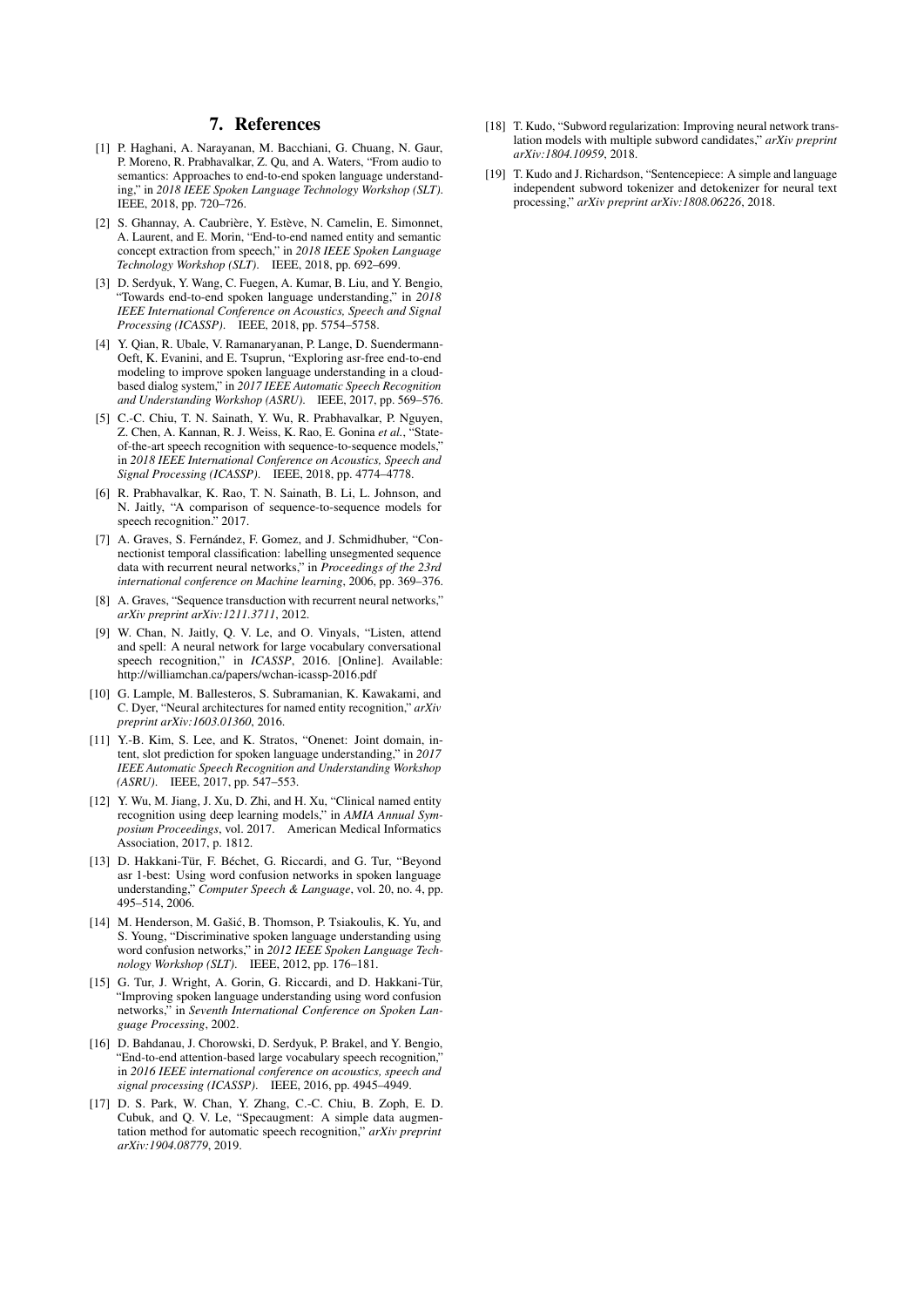## 7. References

[1] P. Haghani, A. Narayanan, M. Bacchiani, G. Chuang, N. Gaur, P. Moreno, R. Prabhavalkar, Z. Qu, and A. Waters, "From audio to semantics: Approaches to end-to-end spoken language understanding," in *2018 IEEE Spoken Language Technology Workshop (SLT)*. IEEE, 2018, pp. 720–726.

[2] S. Ghannay, A. Caubrière, Y. Estève, N. Camelin, E. Simonnet, A. Laurent, and E. Morin, "End-to-end named entity and semantic concept extraction from speech," in *2018 IEEE Spoken Language Technology Workshop (SLT)*. IEEE, 2018, pp. 692–699.

[3] D. Serdyuk, Y. Wang, C. Fuegen, A. Kumar, B. Liu, and Y. Bengio, "Towards end-to-end spoken language understanding," in *2018 IEEE International Conference on Acoustics, Speech and Signal Processing (ICASSP)*. IEEE, 2018, pp. 5754–5758.

[4] Y. Qian, R. Ubale, V. Ramanaryanan, P. Lange, D. Suendermann-Oeft, K. Evanini, and E. Tsuprun, "Exploring asr-free end-to-end modeling to improve spoken language understanding in a cloud-based dialog system," in *2017 IEEE Automatic Speech Recognition and Understanding Workshop (ASRU)*. IEEE, 2017, pp. 569–576.

[5] C.-C. Chiu, T. N. Sainath, Y. Wu, R. Prabhavalkar, P. Nguyen, Z. Chen, A. Kannan, R. J. Weiss, K. Rao, E. Gonina *et al.*, "State-of-the-art speech recognition with sequence-to-sequence models," in *2018 IEEE International Conference on Acoustics, Speech and Signal Processing (ICASSP)*. IEEE, 2018, pp. 4774–4778.

[6] R. Prabhavalkar, K. Rao, T. N. Sainath, B. Li, L. Johnson, and N. Jaitly, "A comparison of sequence-to-sequence models for speech recognition." 2017.

[7] A. Graves, S. Fernández, F. Gomez, and J. Schmidhuber, "Connectionist temporal classification: labelling unsegmented sequence data with recurrent neural networks," in *Proceedings of the 23rd international conference on Machine learning*, 2006, pp. 369–376.

[8] A. Graves, "Sequence transduction with recurrent neural networks," *arXiv preprint arXiv:1211.3711*, 2012.

[9] W. Chan, N. Jaitly, Q. V. Le, and O. Vinyals, "Listen, attend and spell: A neural network for large vocabulary conversational speech recognition," in *ICASSP*, 2016. [Online]. Available: http://williamchan.ca/papers/wchan-icassp-2016.pdf

[10] G. Lample, M. Ballesteros, S. Subramanian, K. Kawakami, and C. Dyer, "Neural architectures for named entity recognition," *arXiv preprint arXiv:1603.01360*, 2016.

[11] Y.-B. Kim, S. Lee, and K. Stratos, "Onenet: Joint domain, intent, slot prediction for spoken language understanding," in *2017 IEEE Automatic Speech Recognition and Understanding Workshop (ASRU)*. IEEE, 2017, pp. 547–553.

[12] Y. Wu, M. Jiang, J. Xu, D. Zhi, and H. Xu, "Clinical named entity recognition using deep learning models," in *AMIA Annual Symposium Proceedings*, vol. 2017. American Medical Informatics Association, 2017, p. 1812.

[13] D. Hakkani-Tür, F. Béchet, G. Riccardi, and G. Tur, "Beyond asr 1-best: Using word confusion networks in spoken language understanding," *Computer Speech & Language*, vol. 20, no. 4, pp. 495–514, 2006.

[14] M. Henderson, M. Gašić, B. Thomson, P. Tsiakoulis, K. Yu, and S. Young, "Discriminative spoken language understanding using word confusion networks," in *2012 IEEE Spoken Language Technology Workshop (SLT)*. IEEE, 2012, pp. 176–181.

[15] G. Tur, J. Wright, A. Gorin, G. Riccardi, and D. Hakkani-Tür, "Improving spoken language understanding using word confusion networks," in *Seventh International Conference on Spoken Language Processing*, 2002.

[16] D. Bahdanau, J. Chorowski, D. Serdyuk, P. Brakel, and Y. Bengio, "End-to-end attention-based large vocabulary speech recognition," in *2016 IEEE international conference on acoustics, speech and signal processing (ICASSP)*. IEEE, 2016, pp. 4945–4949.

[17] D. S. Park, W. Chan, Y. Zhang, C.-C. Chiu, B. Zoph, E. D. Cubuk, and Q. V. Le, "Specaugment: A simple data augmentation method for automatic speech recognition," *arXiv preprint arXiv:1904.08779*, 2019.

[18] T. Kudo, "Subword regularization: Improving neural network translation models with multiple subword candidates," *arXiv preprint arXiv:1804.10959*, 2018.

[19] T. Kudo and J. Richardson, "Sentencepiece: A simple and language independent subword tokenizer and detokenizer for neural text processing," *arXiv preprint arXiv:1808.06226*, 2018.